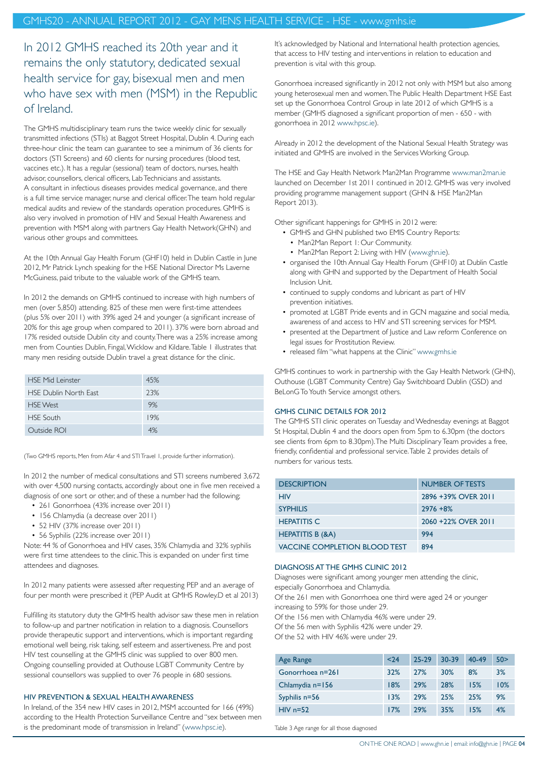# In 2012 GMHS reached its 20th year and it remains the only statutory, dedicated sexual health service for gay, bisexual men and men who have sex with men (MSM) in the Republic of Ireland.

The GMHS multidisciplinary team runs the twice weekly clinic for sexually transmitted infections (STIs) at Baggot Street Hospital, Dublin 4. During each three-hour clinic the team can guarantee to see a minimum of 36 clients for doctors (STI Screens) and 60 clients for nursing procedures (blood test, vaccines etc.). It has a regular (sessional) team of doctors, nurses, health advisor, counsellors, clerical officers, Lab Technicians and assistants. A consultant in infectious diseases provides medical governance, and there is a full time service manager, nurse and clerical officer. The team hold regular medical audits and review of the standards operation procedures. GMHS is also very involved in promotion of HIV and Sexual Health Awareness and prevention with MSM along with partners Gay Health Network(GHN) and various other groups and committees.

At the 10th Annual Gay Health Forum (GHF10) held in Dublin Castle in June 2012, Mr Patrick Lynch speaking for the HSE National Director Ms Laverne McGuiness, paid tribute to the valuable work of the GMHS team.

In 2012 the demands on GMHS continued to increase with high numbers of men (over 5,850) attending. 825 of these men were first-time attendees (plus 5% over 2011) with 39% aged 24 and younger (a significant increase of 20% for this age group when compared to 2011). 37% were born abroad and 17% resided outside Dublin city and county. There was a 25% increase among men from Counties Dublin, Fingal, Wicklow and Kildare. Table 1 illustrates that many men residing outside Dublin travel a great distance for the clinic.

| | |
|---|---|
| HSE Mid Leinster | 45% |
| HSE Dublin North East | 23% |
| HSE West | 9% |
| HSE South | 19% |
| Outside ROI | 4% |

(Two GMHS reports, Men from Afar 4 and STI Travel 1, provide further information).

In 2012 the number of medical consultations and STI screens numbered 3,672 with over 4,500 nursing contacts, accordingly about one in five men received a diagnosis of one sort or other, and of these a number had the following;

- 261 Gonorrhoea (43% increase over 2011)
- 156 Chlamydia (a decrease over 2011)
- 52 HIV (37% increase over 2011)
- 56 Syphilis (22% increase over 2011)

Note: 44 % of Gonorrhoea and HIV cases, 35% Chlamydia and 32% syphilis were first time attendees to the clinic. This is expanded on under first time attendees and diagnoses.

In 2012 many patients were assessed after requesting PEP and an average of four per month were prescribed it (PEP Audit at GMHS Rowley.D et al 2013)

Fulfilling its statutory duty the GMHS health advisor saw these men in relation to follow-up and partner notification in relation to a diagnosis. Counsellors provide therapeutic support and interventions, which is important regarding emotional well being, risk taking, self esteem and assertiveness. Pre and post HIV test counselling at the GMHS clinic was supplied to over 800 men. Ongoing counselling provided at Outhouse LGBT Community Centre by sessional counsellors was supplied to over 76 people in 680 sessions.

### HIV PREVENTION & SEXUAL HEALTH AWARENESS

In Ireland, of the 354 new HIV cases in 2012, MSM accounted for 166 (49%) according to the Health Protection Surveillance Centre and "sex between men is the predominant mode of transmission in Ireland" (www.hpsc.ie).

It's acknowledged by National and International health protection agencies, that access to HIV testing and interventions in relation to education and prevention is vital with this group.

Gonorrhoea increased significantly in 2012 not only with MSM but also among young heterosexual men and women. The Public Health Department HSE East set up the Gonorrhoea Control Group in late 2012 of which GMHS is a member (GMHS diagnosed a significant proportion of men - 650 - with gonorrhoea in 2012 www.hpsc.ie).

Already in 2012 the development of the National Sexual Health Strategy was initiated and GMHS are involved in the Services Working Group.

The HSE and Gay Health Network Man2Man Programme www.man2man.ie launched on December 1st 2011 continued in 2012. GMHS was very involved providing programme management support (GHN & HSE Man2Man Report 2013).

Other significant happenings for GMHS in 2012 were:

- GMHS and GHN published two EMIS Country Reports:
  - Man2Man Report 1: Our Community.
  - Man2Man Report 2: Living with HIV (www.ghn.ie).
- organised the 10th Annual Gay Health Forum (GHF10) at Dublin Castle along with GHN and supported by the Department of Health Social Inclusion Unit.
- continued to supply condoms and lubricant as part of HIV prevention initiatives.
- promoted at LGBT Pride events and in GCN magazine and social media, awareness of and access to HIV and STI screening services for MSM.
- presented at the Department of Justice and Law reform Conference on legal issues for Prostitution Review.
- released film "what happens at the Clinic" www.gmhs.ie

GMHS continues to work in partnership with the Gay Health Network (GHN), Outhouse (LGBT Community Centre) Gay Switchboard Dublin (GSD) and BeLonG To Youth Service amongst others.

### GMHS CLINIC DETAILS FOR 2012

The GMHS STI clinic operates on Tuesday and Wednesday evenings at Baggot St Hospital, Dublin 4 and the doors open from 5pm to 6.30pm (the doctors see clients from 6pm to 8.30pm). The Multi Disciplinary Team provides a free, friendly, confidential and professional service. Table 2 provides details of numbers for various tests.

| DESCRIPTION | NUMBER OF TESTS |
|---|---|
| HIV | 2896 +39% OVER 2011 |
| SYPHILIS | 2976 +8% |
| HEPATITIS C | 2060 +22% OVER 2011 |
| HEPATITIS B (&A) | 994 |
| VACCINE COMPLETION BLOOD TEST | 894 |

### DIAGNOSIS AT THE GMHS CLINIC 2012

Diagnoses were significant among younger men attending the clinic, especially Gonorrhoea and Chlamydia.
Of the 261 men with Gonorrhoea one third were aged 24 or younger increasing to 59% for those under 29.
Of the 156 men with Chlamydia 46% were under 29.
Of the 56 men with Syphilis 42% were under 29.
Of the 52 with HIV 46% were under 29.

| Age Range | <24 | 25-29 | 30-39 | 40-49 | 50> |
|---|---|---|---|---|---|
| Gonorrhoea n=261 | 32% | 27% | 30% | 8% | 3% |
| Chlamydia n=156 | 18% | 29% | 28% | 15% | 10% |
| Syphilis n=56 | 13% | 29% | 25% | 25% | 9% |
| HIV n=52 | 17% | 29% | 35% | 15% | 4% |

Table 3 Age range for all those diagnosed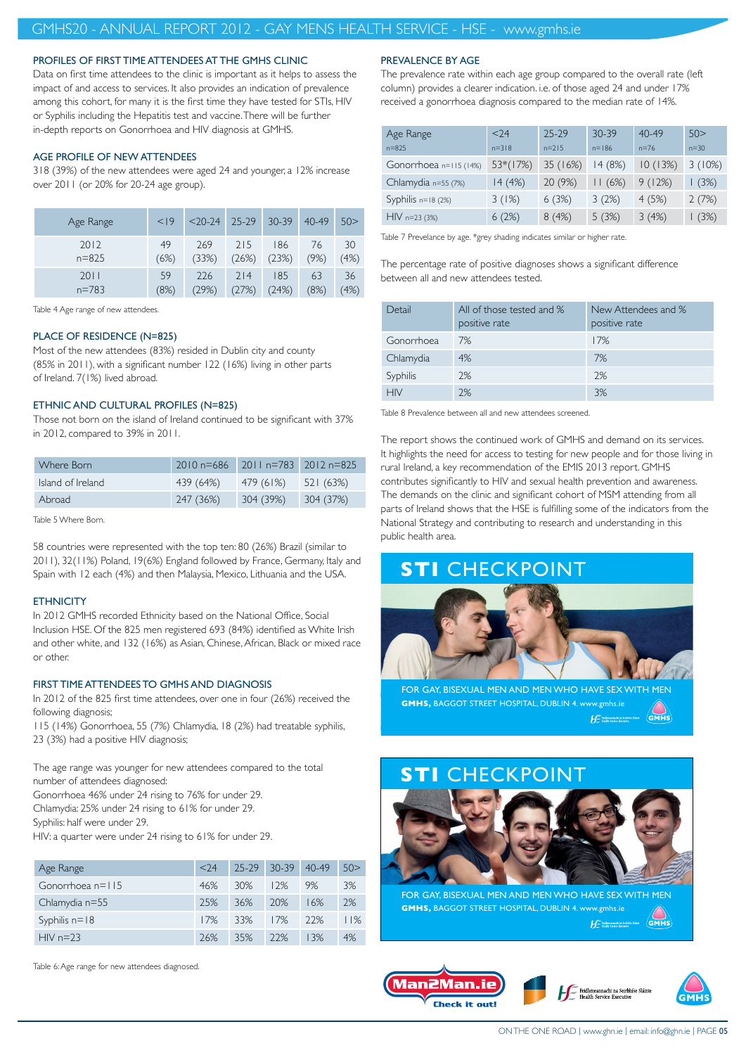## PROFILES OF FIRST TIME ATTENDEES AT THE GMHS CLINIC

Data on first time attendees to the clinic is important as it helps to assess the impact of and access to services. It also provides an indication of prevalence among this cohort, for many it is the first time they have tested for STIs, HIV or Syphilis including the Hepatitis test and vaccine. There will be further in-depth reports on Gonorrhoea and HIV diagnosis at GMHS.

## AGE PROFILE OF NEW ATTENDEES

318 (39%) of the new attendees were aged 24 and younger, a 12% increase over 2011 (or 20% for 20-24 age group).

| Age Range | <19 | <20-24 | 25-29 | 30-39 | 40-49 | 50> |
|---|---|---|---|---|---|---|
| 2012 n=825 | 49 (6%) | 269 (33%) | 215 (26%) | 186 (23%) | 76 (9%) | 30 (4%) |
| 2011 n=783 | 59 (8%) | 226 (29%) | 214 (27%) | 185 (24%) | 63 (8%) | 36 (4%) |

Table 4 Age range of new attendees.

## PLACE OF RESIDENCE (N=825)

Most of the new attendees (83%) resided in Dublin city and county (85% in 2011), with a significant number 122 (16%) living in other parts of Ireland. 7(1%) lived abroad.

## ETHNIC AND CULTURAL PROFILES (N=825)

Those not born on the island of Ireland continued to be significant with 37% in 2012, compared to 39% in 2011.

| Where Born | 2010 n=686 | 2011 n=783 | 2012 n=825 |
|---|---|---|---|
| Island of Ireland | 439 (64%) | 479 (61%) | 521 (63%) |
| Abroad | 247 (36%) | 304 (39%) | 304 (37%) |

Table 5 Where Born.

58 countries were represented with the top ten: 80 (26%) Brazil (similar to 2011), 32(11%) Poland, 19(6%) England followed by France, Germany, Italy and Spain with 12 each (4%) and then Malaysia, Mexico, Lithuania and the USA.

## ETHNICITY

In 2012 GMHS recorded Ethnicity based on the National Office, Social Inclusion HSE. Of the 825 men registered 693 (84%) identified as White Irish and other white, and 132 (16%) as Asian, Chinese, African, Black or mixed race or other.

## FIRST TIME ATTENDEES TO GMHS AND DIAGNOSIS

In 2012 of the 825 first time attendees, over one in four (26%) received the following diagnosis;
115 (14%) Gonorrhoea, 55 (7%) Chlamydia, 18 (2%) had treatable syphilis, 23 (3%) had a positive HIV diagnosis;

The age range was younger for new attendees compared to the total number of attendees diagnosed:
Gonorrhoea 46% under 24 rising to 76% for under 29.
Chlamydia: 25% under 24 rising to 61% for under 29.
Syphilis: half were under 29.
HIV: a quarter were under 24 rising to 61% for under 29.

| Age Range | <24 | 25-29 | 30-39 | 40-49 | 50> |
|---|---|---|---|---|---|
| Gonorrhoea n=115 | 46% | 30% | 12% | 9% | 3% |
| Chlamydia n=55 | 25% | 36% | 20% | 16% | 2% |
| Syphilis n=18 | 17% | 33% | 17% | 22% | 11% |
| HIV n=23 | 26% | 35% | 22% | 13% | 4% |

Table 6: Age range for new attendees diagnosed.

## PREVALENCE BY AGE

The prevalence rate within each age group compared to the overall rate (left column) provides a clearer indication. i.e. of those aged 24 and under 17% received a gonorrhoea diagnosis compared to the median rate of 14%.

| Age Range n=825 | <24 n=318 | 25-29 n=215 | 30-39 n=186 | 40-49 n=76 | 50> n=30 |
|---|---|---|---|---|---|
| Gonorrhoea n=115 (14%) | 53*(17%) | 35 (16%) | 14 (8%) | 10 (13%) | 3 (10%) |
| Chlamydia n=55 (7%) | 14 (4%) | 20 (9%) | 11 (6%) | 9 (12%) | 1 (3%) |
| Syphilis n=18 (2%) | 3 (1%) | 6 (3%) | 3 (2%) | 4 (5%) | 2 (7%) |
| HIV n=23 (3%) | 6 (2%) | 8 (4%) | 5 (3%) | 3 (4%) | 1 (3%) |

Table 7 Prevelance by age. *grey shading indicates similar or higher rate.

The percentage rate of positive diagnoses shows a significant difference between all and new attendees tested.

| Detail | All of those tested and % positive rate | New Attendees and % positive rate |
|---|---|---|
| Gonorrhoea | 7% | 17% |
| Chlamydia | 4% | 7% |
| Syphilis | 2% | 2% |
| HIV | 2% | 3% |

Table 8 Prevalence between all and new attendees screened.

The report shows the continued work of GMHS and demand on its services. It highlights the need for access to testing for new people and for those living in rural Ireland, a key recommendation of the EMIS 2013 report. GMHS contributes significantly to HIV and sexual health prevention and awareness. The demands on the clinic and significant cohort of MSM attending from all parts of Ireland shows that the HSE is fulfilling some of the indicators from the National Strategy and contributing to research and understanding in this public health area.

**STI** CHECKPOINT

FOR GAY, BISEXUAL MEN AND MEN WHO HAVE SEX WITH MEN
**GMHS,** BAGGOT STREET HOSPITAL, DUBLIN 4. www.gmhs.ie

**STI** CHECKPOINT

FOR GAY, BISEXUAL MEN AND MEN WHO HAVE SEX WITH MEN
**GMHS,** BAGGOT STREET HOSPITAL, DUBLIN 4. www.gmhs.ie

Man2Man.ie Check it out! — Feidhmeannacht na Seirbhíse Sláinte Health Service Executive — GMHS